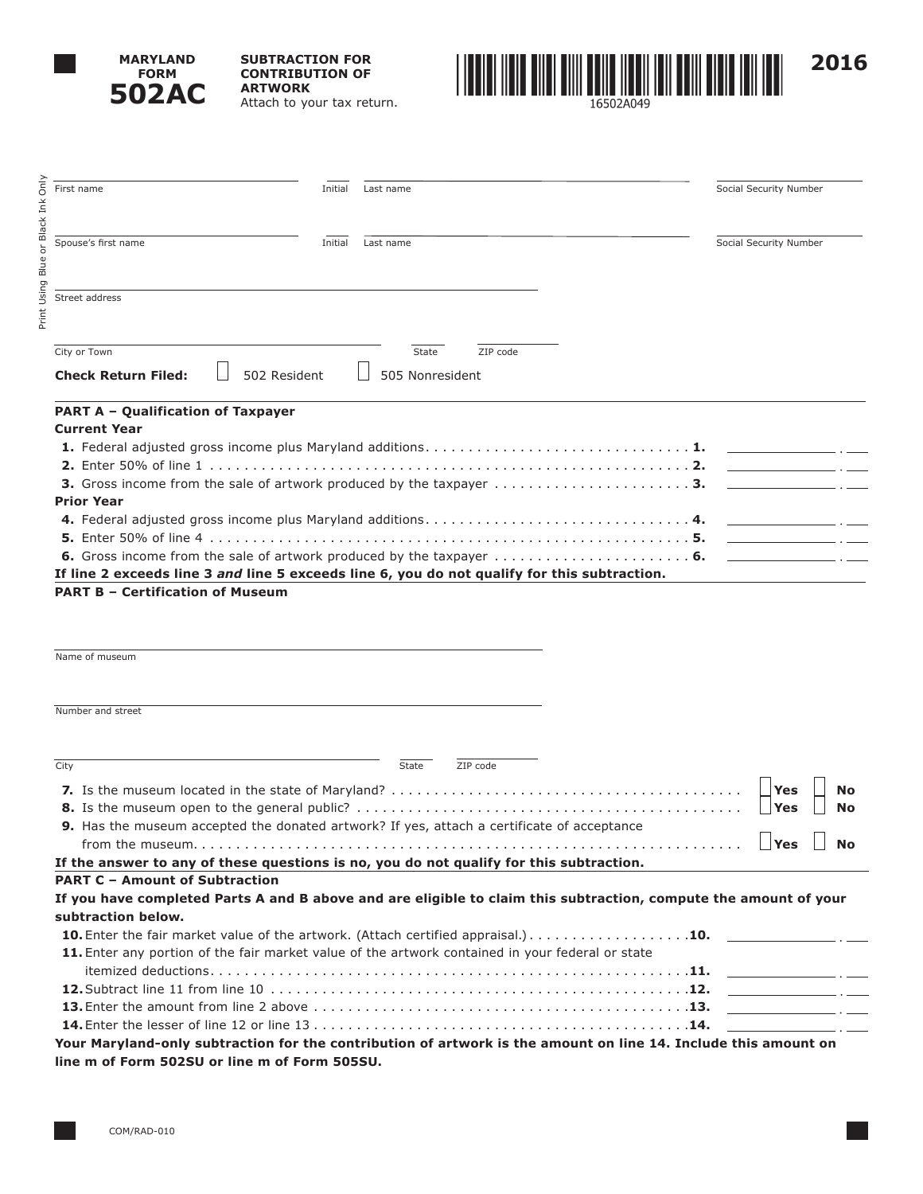# MARYLAND FORM 502AC

**SUBTRACTION FOR CONTRIBUTION OF ARTWORK**

Attach to your tax return.

16502A049

**2016**

Print Using Blue or Black Ink Only

First name ______ Initial ______ Last name ______ Social Security Number ______

Spouse's first name ______ Initial ______ Last name ______ Social Security Number ______

Street address ______

City or Town ______ State ______ ZIP code ______

**Check Return Filed:** ☐ 502 Resident ☐ 505 Nonresident

## PART A – Qualification of Taxpayer

**Current Year**

1. Federal adjusted gross income plus Maryland additions . . . . . . . . . . . . . . . . . . . . . . . . . . . . . . . **1.** ______
2. Enter 50% of line 1 . . . . . . . . . . . . . . . . . . . . . . . . . . . . . . . . . . . . . . . . . . . . . . . . . . . . . . **2.** ______
3. Gross income from the sale of artwork produced by the taxpayer . . . . . . . . . . . . . . . . . . . . . . . **3.** ______

**Prior Year**

4. Federal adjusted gross income plus Maryland additions . . . . . . . . . . . . . . . . . . . . . . . . . . . . . . . **4.** ______
5. Enter 50% of line 4 . . . . . . . . . . . . . . . . . . . . . . . . . . . . . . . . . . . . . . . . . . . . . . . . . . . . . . **5.** ______
6. Gross income from the sale of artwork produced by the taxpayer . . . . . . . . . . . . . . . . . . . . . . . **6.** ______

**If line 2 exceeds line 3 *and* line 5 exceeds line 6, you do not qualify for this subtraction.**

## PART B – Certification of Museum

Name of museum ______

Number and street ______

City ______ State ______ ZIP code ______

7. Is the museum located in the state of Maryland? . . . . . . . . . . . . . . . . . . . . . . . . . . . . . . . . . . . . . . . ☐ **Yes** ☐ **No**
8. Is the museum open to the general public? . . . . . . . . . . . . . . . . . . . . . . . . . . . . . . . . . . . . . . . . . . ☐ **Yes** ☐ **No**
9. Has the museum accepted the donated artwork? If yes, attach a certificate of acceptance from the museum. . . . . . . . . . . . . . . . . . . . . . . . . . . . . . . . . . . . . . . . . . . . . . . . . . . . . . . . . . . . . . ☐ **Yes** ☐ **No**

**If the answer to any of these questions is no, you do not qualify for this subtraction.**

## PART C – Amount of Subtraction

**If you have completed Parts A and B above and are eligible to claim this subtraction, compute the amount of your subtraction below.**

10. Enter the fair market value of the artwork. (Attach certified appraisal.) . . . . . . . . . . . . . . . . . . . **10.** ______
11. Enter any portion of the fair market value of the artwork contained in your federal or state itemized deductions . . . . . . . . . . . . . . . . . . . . . . . . . . . . . . . . . . . . . . . . . . . . . . . . . . . . . . . **11.** ______
12. Subtract line 11 from line 10 . . . . . . . . . . . . . . . . . . . . . . . . . . . . . . . . . . . . . . . . . . . . . . . . **12.** ______
13. Enter the amount from line 2 above . . . . . . . . . . . . . . . . . . . . . . . . . . . . . . . . . . . . . . . . . . . **13.** ______
14. Enter the lesser of line 12 or line 13 . . . . . . . . . . . . . . . . . . . . . . . . . . . . . . . . . . . . . . . . . . **14.** ______

**Your Maryland-only subtraction for the contribution of artwork is the amount on line 14. Include this amount on line m of Form 502SU or line m of Form 505SU.**

COM/RAD-010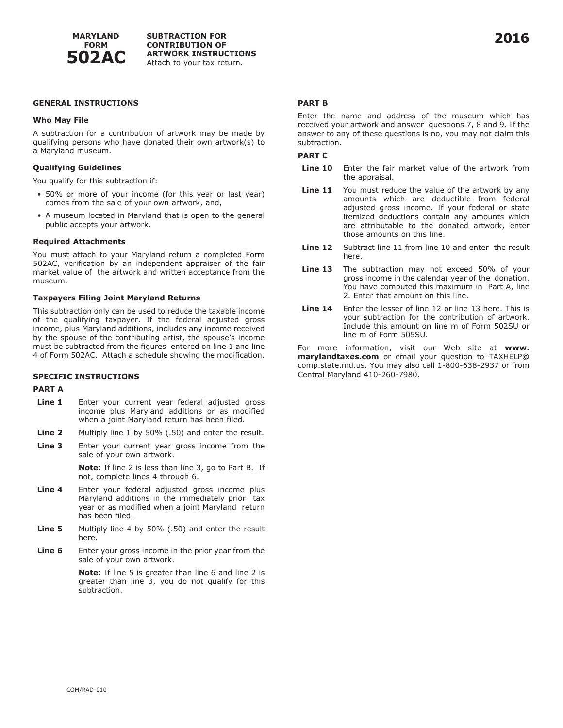**MARYLAND FORM 502AC**

**SUBTRACTION FOR CONTRIBUTION OF ARTWORK INSTRUCTIONS**
Attach to your tax return.

**2016**

### GENERAL INSTRUCTIONS

#### Who May File

A subtraction for a contribution of artwork may be made by qualifying persons who have donated their own artwork(s) to a Maryland museum.

#### Qualifying Guidelines

You qualify for this subtraction if:

- 50% or more of your income (for this year or last year) comes from the sale of your own artwork, and,
- A museum located in Maryland that is open to the general public accepts your artwork.

#### Required Attachments

You must attach to your Maryland return a completed Form 502AC, verification by an independent appraiser of the fair market value of the artwork and written acceptance from the museum.

#### Taxpayers Filing Joint Maryland Returns

This subtraction only can be used to reduce the taxable income of the qualifying taxpayer. If the federal adjusted gross income, plus Maryland additions, includes any income received by the spouse of the contributing artist, the spouse's income must be subtracted from the figures entered on line 1 and line 4 of Form 502AC. Attach a schedule showing the modification.

### SPECIFIC INSTRUCTIONS

#### PART A

**Line 1** Enter your current year federal adjusted gross income plus Maryland additions or as modified when a joint Maryland return has been filed.

**Line 2** Multiply line 1 by 50% (.50) and enter the result.

**Line 3** Enter your current year gross income from the sale of your own artwork.

**Note**: If line 2 is less than line 3, go to Part B. If not, complete lines 4 through 6.

**Line 4** Enter your federal adjusted gross income plus Maryland additions in the immediately prior tax year or as modified when a joint Maryland return has been filed.

**Line 5** Multiply line 4 by 50% (.50) and enter the result here.

**Line 6** Enter your gross income in the prior year from the sale of your own artwork.

**Note**: If line 5 is greater than line 6 and line 2 is greater than line 3, you do not qualify for this subtraction.

#### PART B

Enter the name and address of the museum which has received your artwork and answer questions 7, 8 and 9. If the answer to any of these questions is no, you may not claim this subtraction.

#### PART C

**Line 10** Enter the fair market value of the artwork from the appraisal.

**Line 11** You must reduce the value of the artwork by any amounts which are deductible from federal adjusted gross income. If your federal or state itemized deductions contain any amounts which are attributable to the donated artwork, enter those amounts on this line.

**Line 12** Subtract line 11 from line 10 and enter the result here.

**Line 13** The subtraction may not exceed 50% of your gross income in the calendar year of the donation. You have computed this maximum in Part A, line 2. Enter that amount on this line.

**Line 14** Enter the lesser of line 12 or line 13 here. This is your subtraction for the contribution of artwork. Include this amount on line m of Form 502SU or line m of Form 505SU.

For more information, visit our Web site at **www.marylandtaxes.com** or email your question to TAXHELP@comp.state.md.us. You may also call 1-800-638-2937 or from Central Maryland 410-260-7980.

COM/RAD-010